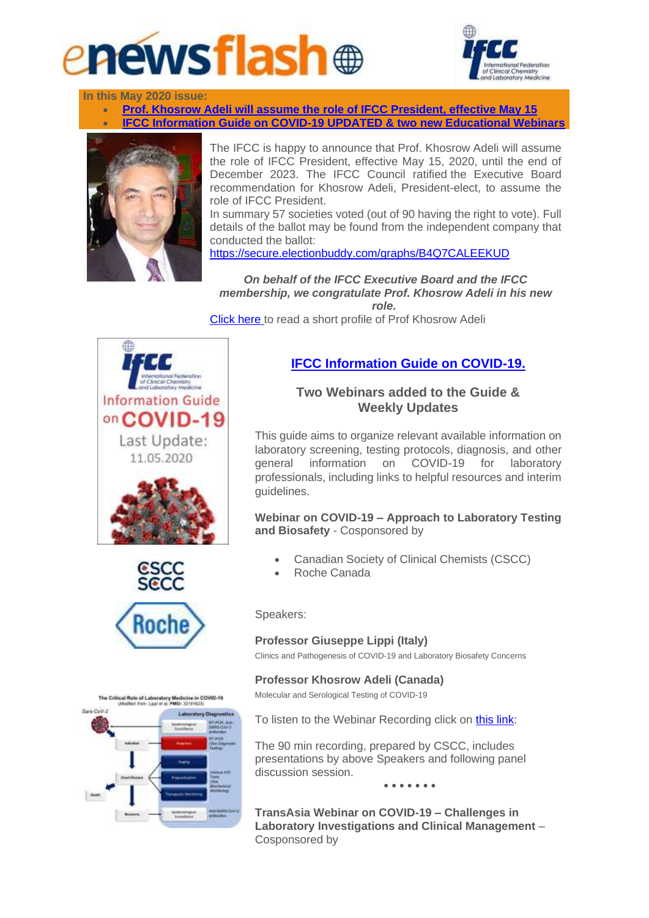# enewsflash

**In this May 2020 issue:**

- **Prof. Khosrow Adeli will assume the role of IFCC President, effective May 15**
- **IFCC Information Guide on COVID-19 UPDATED & two new Educational Webinars**

The IFCC is happy to announce that Prof. Khosrow Adeli will assume the role of IFCC President, effective May 15, 2020, until the end of December 2023. The IFCC Council ratified the Executive Board recommendation for Khosrow Adeli, President-elect, to assume the role of IFCC President.

In summary 57 societies voted (out of 90 having the right to vote). Full details of the ballot may be found from the independent company that conducted the ballot:
https://secure.electionbuddy.com/graphs/B4Q7CALEEKUD

***On behalf of the IFCC Executive Board and the IFCC membership, we congratulate Prof. Khosrow Adeli in his new role.***

Click here to read a short profile of Prof Khosrow Adeli

## IFCC Information Guide on COVID-19.

### Two Webinars added to the Guide & Weekly Updates

This guide aims to organize relevant available information on laboratory screening, testing protocols, diagnosis, and other general information on COVID-19 for laboratory professionals, including links to helpful resources and interim guidelines.

**Webinar on COVID-19 – Approach to Laboratory Testing and Biosafety** - Cosponsored by

- Canadian Society of Clinical Chemists (CSCC)
- Roche Canada

Speakers:

**Professor Giuseppe Lippi (Italy)**
Clinics and Pathogenesis of COVID-19 and Laboratory Biosafety Concerns

**Professor Khosrow Adeli (Canada)**
Molecular and Serological Testing of COVID-19

To listen to the Webinar Recording click on this link:

The 90 min recording, prepared by CSCC, includes presentations by above Speakers and following panel discussion session.

• • • • • • •

**TransAsia Webinar on COVID-19 – Challenges in Laboratory Investigations and Clinical Management** – Cosponsored by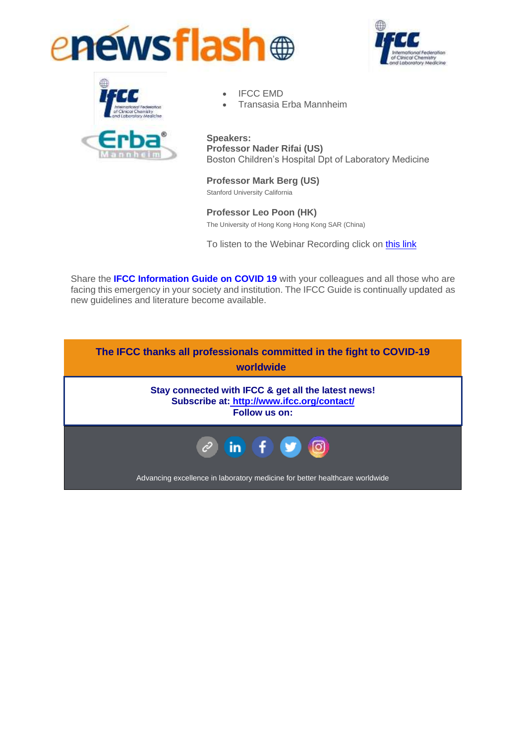- IFCC EMD
- Transasia Erba Mannheim

**Speakers:**
**Professor Nader Rifai (US)**
Boston Children's Hospital Dpt of Laboratory Medicine

**Professor Mark Berg (US)**
Stanford University California

**Professor Leo Poon (HK)**
The University of Hong Kong Hong Kong SAR (China)

To listen to the Webinar Recording click on this link

Share the **IFCC Information Guide on COVID 19** with your colleagues and all those who are facing this emergency in your society and institution. The IFCC Guide is continually updated as new guidelines and literature become available.

**The IFCC thanks all professionals committed in the fight to COVID-19 worldwide**

**Stay connected with IFCC & get all the latest news!**
**Subscribe at: http://www.ifcc.org/contact/**
**Follow us on:**

Advancing excellence in laboratory medicine for better healthcare worldwide